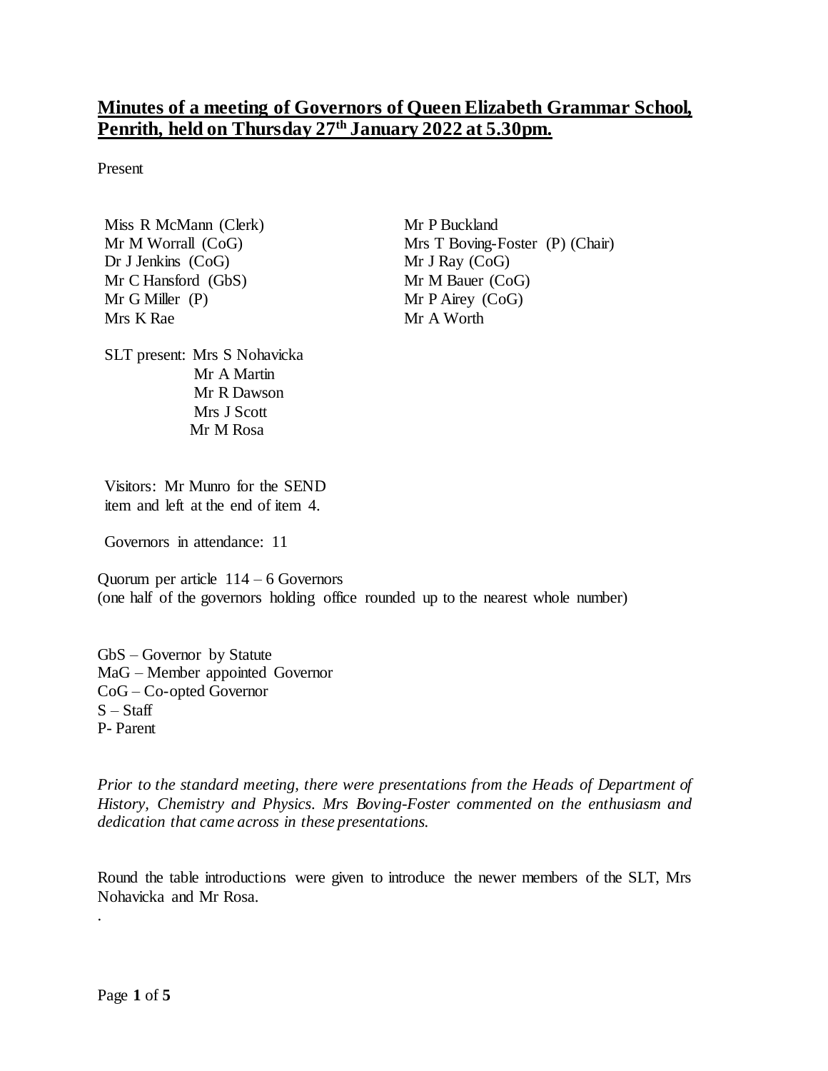# **Minutes of a meeting of Governors of Queen Elizabeth Grammar School, Penrith, held on Thursday 27th January 2022 at 5.30pm.**

Present

| | |
|---|---|
| Miss R McMann (Clerk) | Mr P Buckland |
| Mr M Worrall (CoG) | Mrs T Boving-Foster (P) (Chair) |
| Dr J Jenkins (CoG) | Mr J Ray (CoG) |
| Mr C Hansford (GbS) | Mr M Bauer (CoG) |
| Mr G Miller (P) | Mr P Airey (CoG) |
| Mrs K Rae | Mr A Worth |

SLT present: Mrs S Nohavicka
Mr A Martin
Mr R Dawson
Mrs J Scott
Mr M Rosa

Visitors: Mr Munro for the SEND item and left at the end of item 4.

Governors in attendance: 11

Quorum per article 114 – 6 Governors
(one half of the governors holding office rounded up to the nearest whole number)

GbS – Governor by Statute
MaG – Member appointed Governor
CoG – Co-opted Governor
S – Staff
P- Parent

*Prior to the standard meeting, there were presentations from the Heads of Department of History, Chemistry and Physics. Mrs Boving-Foster commented on the enthusiasm and dedication that came across in these presentations.*

Round the table introductions were given to introduce the newer members of the SLT, Mrs Nohavicka and Mr Rosa.

.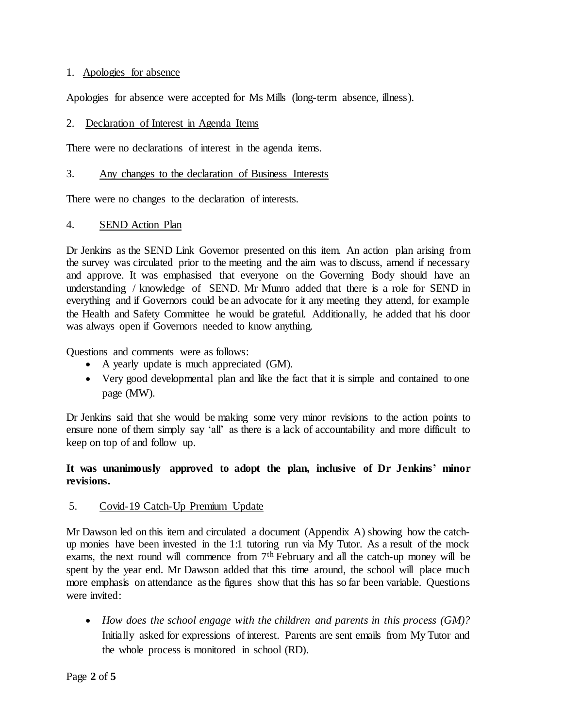1. Apologies for absence

Apologies for absence were accepted for Ms Mills (long-term absence, illness).

2. Declaration of Interest in Agenda Items

There were no declarations of interest in the agenda items.

3. Any changes to the declaration of Business Interests

There were no changes to the declaration of interests.

4. SEND Action Plan

Dr Jenkins as the SEND Link Governor presented on this item. An action plan arising from the survey was circulated prior to the meeting and the aim was to discuss, amend if necessary and approve. It was emphasised that everyone on the Governing Body should have an understanding / knowledge of SEND. Mr Munro added that there is a role for SEND in everything and if Governors could be an advocate for it any meeting they attend, for example the Health and Safety Committee he would be grateful. Additionally, he added that his door was always open if Governors needed to know anything.

Questions and comments were as follows:

- A yearly update is much appreciated (GM).
- Very good developmental plan and like the fact that it is simple and contained to one page (MW).

Dr Jenkins said that she would be making some very minor revisions to the action points to ensure none of them simply say 'all' as there is a lack of accountability and more difficult to keep on top of and follow up.

**It was unanimously approved to adopt the plan, inclusive of Dr Jenkins' minor revisions.**

5. Covid-19 Catch-Up Premium Update

Mr Dawson led on this item and circulated a document (Appendix A) showing how the catch-up monies have been invested in the 1:1 tutoring run via My Tutor. As a result of the mock exams, the next round will commence from 7th February and all the catch-up money will be spent by the year end. Mr Dawson added that this time around, the school will place much more emphasis on attendance as the figures show that this has so far been variable. Questions were invited:

- *How does the school engage with the children and parents in this process (GM)?* Initially asked for expressions of interest. Parents are sent emails from My Tutor and the whole process is monitored in school (RD).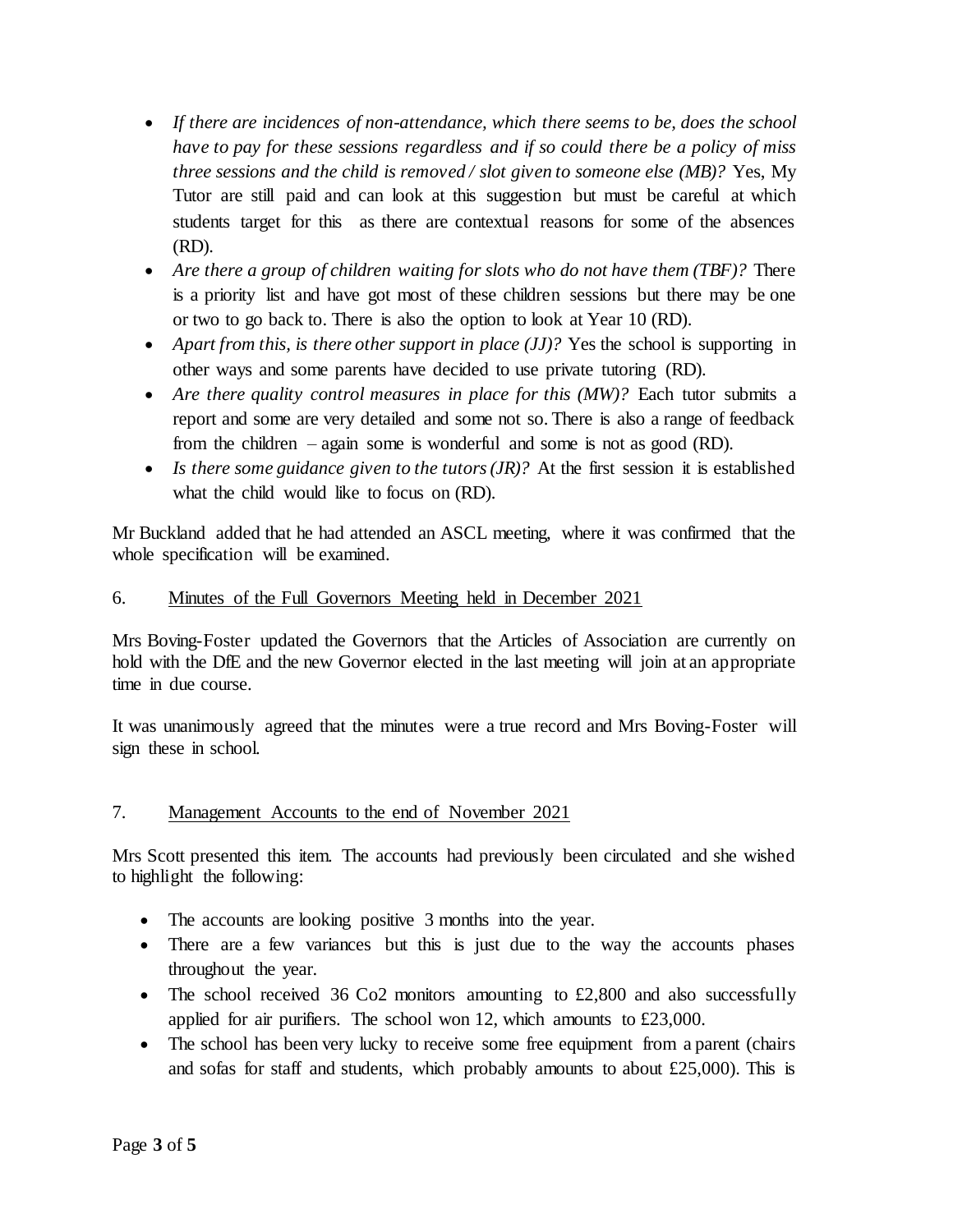- *If there are incidences of non-attendance, which there seems to be, does the school have to pay for these sessions regardless and if so could there be a policy of miss three sessions and the child is removed / slot given to someone else (MB)?* Yes, My Tutor are still paid and can look at this suggestion but must be careful at which students target for this as there are contextual reasons for some of the absences (RD).
- *Are there a group of children waiting for slots who do not have them (TBF)?* There is a priority list and have got most of these children sessions but there may be one or two to go back to. There is also the option to look at Year 10 (RD).
- *Apart from this, is there other support in place (JJ)?* Yes the school is supporting in other ways and some parents have decided to use private tutoring (RD).
- *Are there quality control measures in place for this (MW)?* Each tutor submits a report and some are very detailed and some not so. There is also a range of feedback from the children – again some is wonderful and some is not as good (RD).
- *Is there some guidance given to the tutors (JR)?* At the first session it is established what the child would like to focus on (RD).

Mr Buckland added that he had attended an ASCL meeting, where it was confirmed that the whole specification will be examined.

6. Minutes of the Full Governors Meeting held in December 2021

Mrs Boving-Foster updated the Governors that the Articles of Association are currently on hold with the DfE and the new Governor elected in the last meeting will join at an appropriate time in due course.

It was unanimously agreed that the minutes were a true record and Mrs Boving-Foster will sign these in school.

7. Management Accounts to the end of November 2021

Mrs Scott presented this item. The accounts had previously been circulated and she wished to highlight the following:

- The accounts are looking positive 3 months into the year.
- There are a few variances but this is just due to the way the accounts phases throughout the year.
- The school received 36 Co2 monitors amounting to £2,800 and also successfully applied for air purifiers. The school won 12, which amounts to £23,000.
- The school has been very lucky to receive some free equipment from a parent (chairs and sofas for staff and students, which probably amounts to about £25,000). This is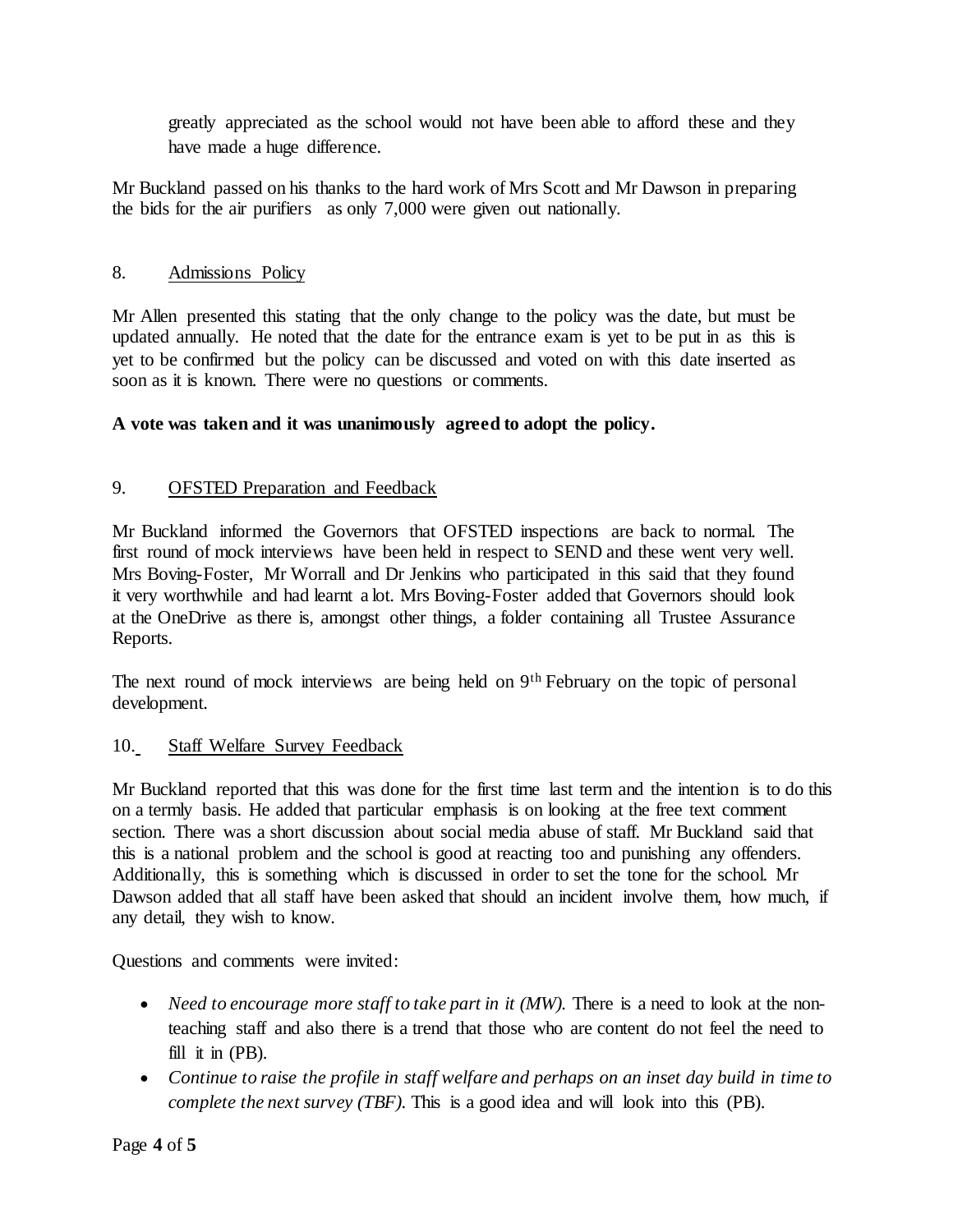greatly appreciated as the school would not have been able to afford these and they have made a huge difference.

Mr Buckland passed on his thanks to the hard work of Mrs Scott and Mr Dawson in preparing the bids for the air purifiers as only 7,000 were given out nationally.

8. Admissions Policy

Mr Allen presented this stating that the only change to the policy was the date, but must be updated annually. He noted that the date for the entrance exam is yet to be put in as this is yet to be confirmed but the policy can be discussed and voted on with this date inserted as soon as it is known. There were no questions or comments.

**A vote was taken and it was unanimously agreed to adopt the policy.**

9. OFSTED Preparation and Feedback

Mr Buckland informed the Governors that OFSTED inspections are back to normal. The first round of mock interviews have been held in respect to SEND and these went very well. Mrs Boving-Foster, Mr Worrall and Dr Jenkins who participated in this said that they found it very worthwhile and had learnt a lot. Mrs Boving-Foster added that Governors should look at the OneDrive as there is, amongst other things, a folder containing all Trustee Assurance Reports.

The next round of mock interviews are being held on 9th February on the topic of personal development.

10. Staff Welfare Survey Feedback

Mr Buckland reported that this was done for the first time last term and the intention is to do this on a termly basis. He added that particular emphasis is on looking at the free text comment section. There was a short discussion about social media abuse of staff. Mr Buckland said that this is a national problem and the school is good at reacting too and punishing any offenders. Additionally, this is something which is discussed in order to set the tone for the school. Mr Dawson added that all staff have been asked that should an incident involve them, how much, if any detail, they wish to know.

Questions and comments were invited:

- *Need to encourage more staff to take part in it (MW).* There is a need to look at the non-teaching staff and also there is a trend that those who are content do not feel the need to fill it in (PB).
- *Continue to raise the profile in staff welfare and perhaps on an inset day build in time to complete the next survey (TBF).* This is a good idea and will look into this (PB).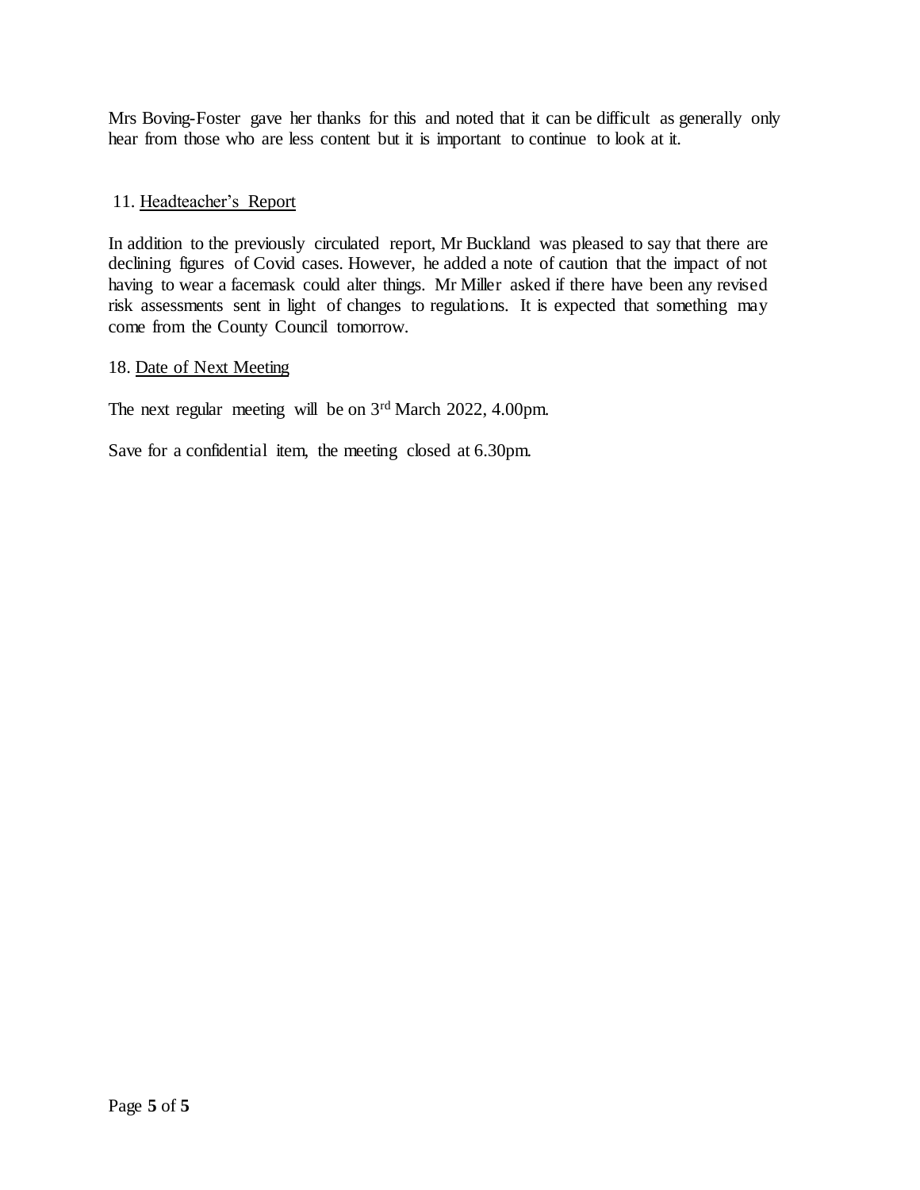Mrs Boving-Foster gave her thanks for this and noted that it can be difficult as generally only hear from those who are less content but it is important to continue to look at it.

11. <u>Headteacher's Report</u>

In addition to the previously circulated report, Mr Buckland was pleased to say that there are declining figures of Covid cases. However, he added a note of caution that the impact of not having to wear a facemask could alter things. Mr Miller asked if there have been any revised risk assessments sent in light of changes to regulations. It is expected that something may come from the County Council tomorrow.

18. <u>Date of Next Meeting</u>

The next regular meeting will be on 3rd March 2022, 4.00pm.

Save for a confidential item, the meeting closed at 6.30pm.